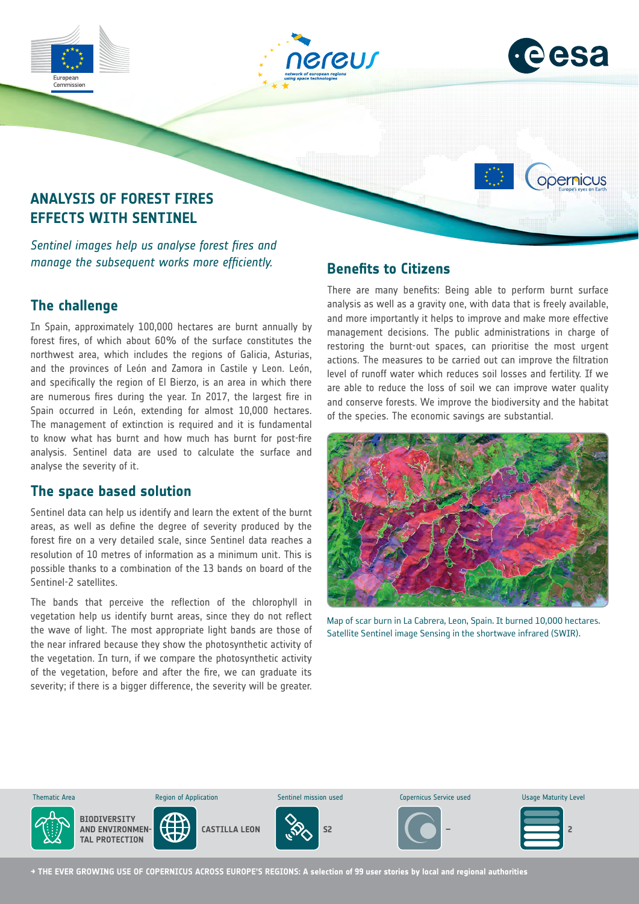# ANALYSIS OF FOREST FIRES EFFECTS WITH SENTINEL

*Sentinel images help us analyse forest fires and manage the subsequent works more efficiently.*

## The challenge

In Spain, approximately 100,000 hectares are burnt annually by forest fires, of which about 60% of the surface constitutes the northwest area, which includes the regions of Galicia, Asturias, and the provinces of León and Zamora in Castile y Leon. León, and specifically the region of El Bierzo, is an area in which there are numerous fires during the year. In 2017, the largest fire in Spain occurred in León, extending for almost 10,000 hectares. The management of extinction is required and it is fundamental to know what has burnt and how much has burnt for post-fire analysis. Sentinel data are used to calculate the surface and analyse the severity of it.

## The space based solution

Sentinel data can help us identify and learn the extent of the burnt areas, as well as define the degree of severity produced by the forest fire on a very detailed scale, since Sentinel data reaches a resolution of 10 metres of information as a minimum unit. This is possible thanks to a combination of the 13 bands on board of the Sentinel-2 satellites.

The bands that perceive the reflection of the chlorophyll in vegetation help us identify burnt areas, since they do not reflect the wave of light. The most appropriate light bands are those of the near infrared because they show the photosynthetic activity of the vegetation. In turn, if we compare the photosynthetic activity of the vegetation, before and after the fire, we can graduate its severity; if there is a bigger difference, the severity will be greater.

## Benefits to Citizens

There are many benefits: Being able to perform burnt surface analysis as well as a gravity one, with data that is freely available, and more importantly it helps to improve and make more effective management decisions. The public administrations in charge of restoring the burnt-out spaces, can prioritise the most urgent actions. The measures to be carried out can improve the filtration level of runoff water which reduces soil losses and fertility. If we are able to reduce the loss of soil we can improve water quality and conserve forests. We improve the biodiversity and the habitat of the species. The economic savings are substantial.

Map of scar burn in La Cabrera, Leon, Spain. It burned 10,000 hectares. Satellite Sentinel image Sensing in the shortwave infrared (SWIR).

| Thematic Area | Region of Application | Sentinel mission used | Copernicus Service used | Usage Maturity Level |
| --- | --- | --- | --- | --- |
| BIODIVERSITY AND ENVIRONMENTAL PROTECTION | CASTILLA LEON | S2 | – | 2 |

→ THE EVER GROWING USE OF COPERNICUS ACROSS EUROPE'S REGIONS: A selection of 99 user stories by local and regional authorities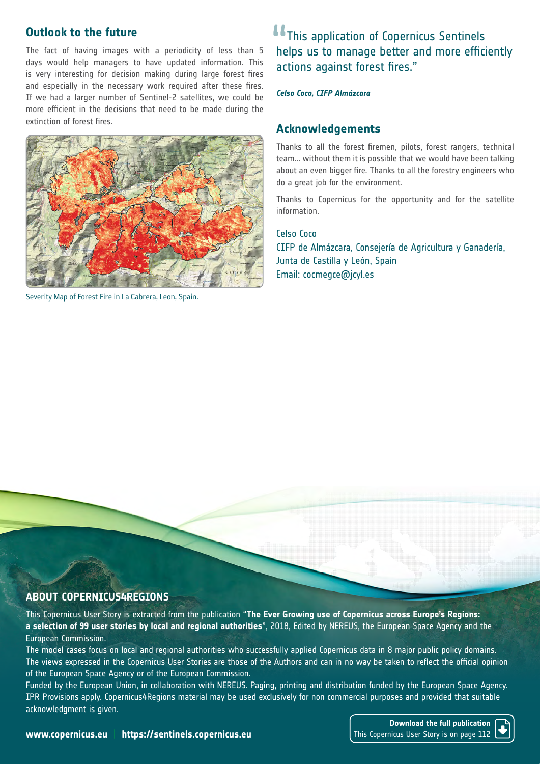## Outlook to the future

The fact of having images with a periodicity of less than 5 days would help managers to have updated information. This is very interesting for decision making during large forest fires and especially in the necessary work required after these fires. If we had a larger number of Sentinel-2 satellites, we could be more efficient in the decisions that need to be made during the extinction of forest fires.

Severity Map of Forest Fire in La Cabrera, Leon, Spain.

> "This application of Copernicus Sentinels helps us to manage better and more efficiently actions against forest fires."
>
> ***Celso Coco, CIFP Almázcara***

## Acknowledgements

Thanks to all the forest firemen, pilots, forest rangers, technical team... without them it is possible that we would have been talking about an even bigger fire. Thanks to all the forestry engineers who do a great job for the environment.

Thanks to Copernicus for the opportunity and for the satellite information.

Celso Coco
CIFP de Almázcara, Consejería de Agricultura y Ganadería, Junta de Castilla y León, Spain
Email: cocmegce@jcyl.es

## ABOUT COPERNICUS4REGIONS

This Copernicus User Story is extracted from the publication "**The Ever Growing use of Copernicus across Europe's Regions: a selection of 99 user stories by local and regional authorities**", 2018, Edited by NEREUS, the European Space Agency and the European Commission.
The model cases focus on local and regional authorities who successfully applied Copernicus data in 8 major public policy domains. The views expressed in the Copernicus User Stories are those of the Authors and can in no way be taken to reflect the official opinion of the European Space Agency or of the European Commission.
Funded by the European Union, in collaboration with NEREUS. Paging, printing and distribution funded by the European Space Agency. IPR Provisions apply. Copernicus4Regions material may be used exclusively for non commercial purposes and provided that suitable acknowledgment is given.

**www.copernicus.eu** | **https://sentinels.copernicus.eu**

**Download the full publication**
This Copernicus User Story is on page 112